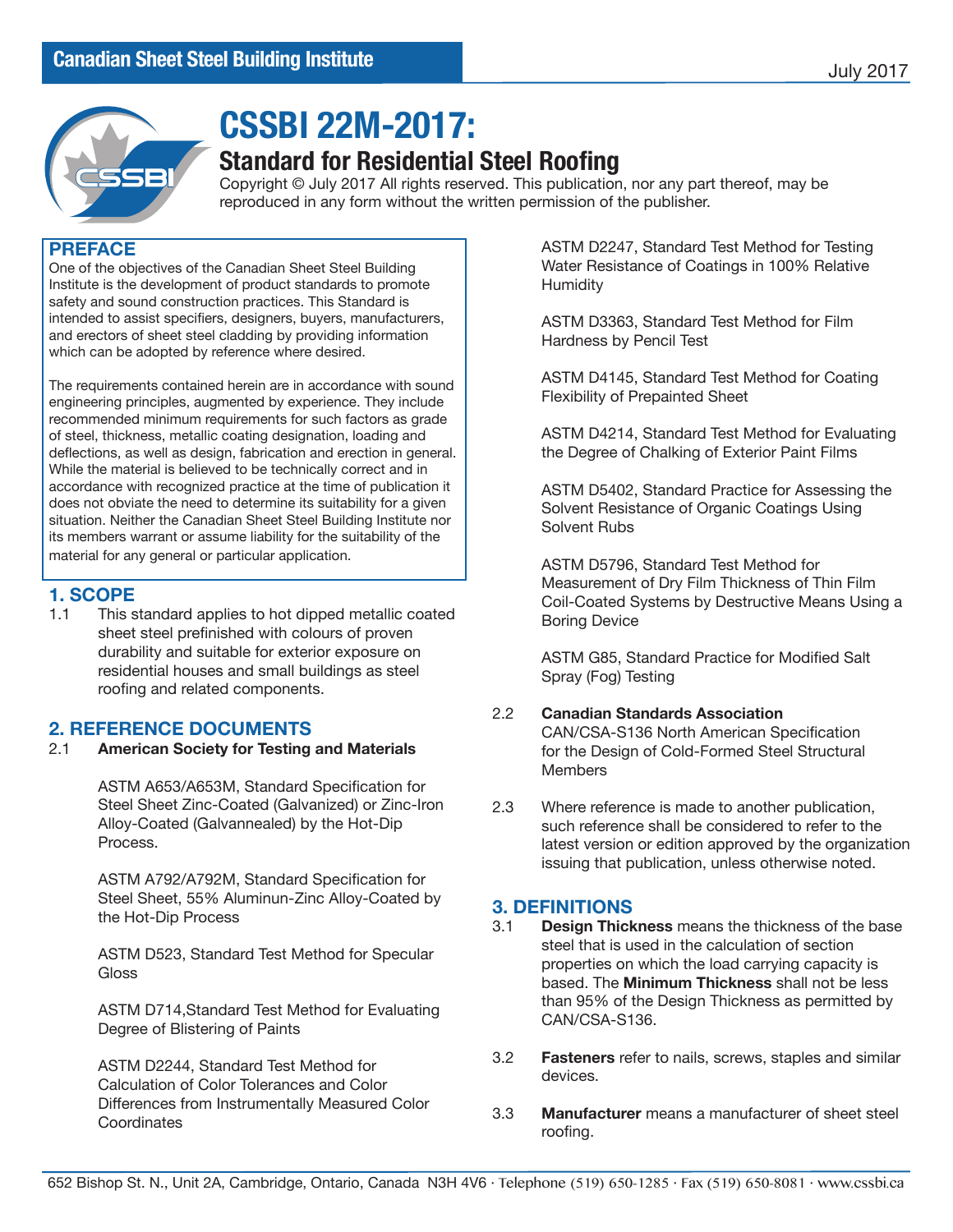Canadian Sheet Steel Building Institute

July 2017

# CSSBI 22M-2017:

## Standard for Residential Steel Roofing

Copyright © July 2017 All rights reserved. This publication, nor any part thereof, may be reproduced in any form without the written permission of the publisher.

## PREFACE

One of the objectives of the Canadian Sheet Steel Building Institute is the development of product standards to promote safety and sound construction practices. This Standard is intended to assist specifiers, designers, buyers, manufacturers, and erectors of sheet steel cladding by providing information which can be adopted by reference where desired.

The requirements contained herein are in accordance with sound engineering principles, augmented by experience. They include recommended minimum requirements for such factors as grade of steel, thickness, metallic coating designation, loading and deflections, as well as design, fabrication and erection in general. While the material is believed to be technically correct and in accordance with recognized practice at the time of publication it does not obviate the need to determine its suitability for a given situation. Neither the Canadian Sheet Steel Building Institute nor its members warrant or assume liability for the suitability of the material for any general or particular application.

## 1. SCOPE

1.1 This standard applies to hot dipped metallic coated sheet steel prefinished with colours of proven durability and suitable for exterior exposure on residential houses and small buildings as steel roofing and related components.

## 2. REFERENCE DOCUMENTS

2.1 **American Society for Testing and Materials**

ASTM A653/A653M, Standard Specification for Steel Sheet Zinc-Coated (Galvanized) or Zinc-Iron Alloy-Coated (Galvannealed) by the Hot-Dip Process.

ASTM A792/A792M, Standard Specification for Steel Sheet, 55% Aluminun-Zinc Alloy-Coated by the Hot-Dip Process

ASTM D523, Standard Test Method for Specular Gloss

ASTM D714,Standard Test Method for Evaluating Degree of Blistering of Paints

ASTM D2244, Standard Test Method for Calculation of Color Tolerances and Color Differences from Instrumentally Measured Color Coordinates

ASTM D2247, Standard Test Method for Testing Water Resistance of Coatings in 100% Relative Humidity

ASTM D3363, Standard Test Method for Film Hardness by Pencil Test

ASTM D4145, Standard Test Method for Coating Flexibility of Prepainted Sheet

ASTM D4214, Standard Test Method for Evaluating the Degree of Chalking of Exterior Paint Films

ASTM D5402, Standard Practice for Assessing the Solvent Resistance of Organic Coatings Using Solvent Rubs

ASTM D5796, Standard Test Method for Measurement of Dry Film Thickness of Thin Film Coil-Coated Systems by Destructive Means Using a Boring Device

ASTM G85, Standard Practice for Modified Salt Spray (Fog) Testing

2.2 **Canadian Standards Association**

CAN/CSA-S136 North American Specification for the Design of Cold-Formed Steel Structural Members

2.3 Where reference is made to another publication, such reference shall be considered to refer to the latest version or edition approved by the organization issuing that publication, unless otherwise noted.

## 3. DEFINITIONS

3.1 **Design Thickness** means the thickness of the base steel that is used in the calculation of section properties on which the load carrying capacity is based. The **Minimum Thickness** shall not be less than 95% of the Design Thickness as permitted by CAN/CSA-S136.

3.2 **Fasteners** refer to nails, screws, staples and similar devices.

3.3 **Manufacturer** means a manufacturer of sheet steel roofing.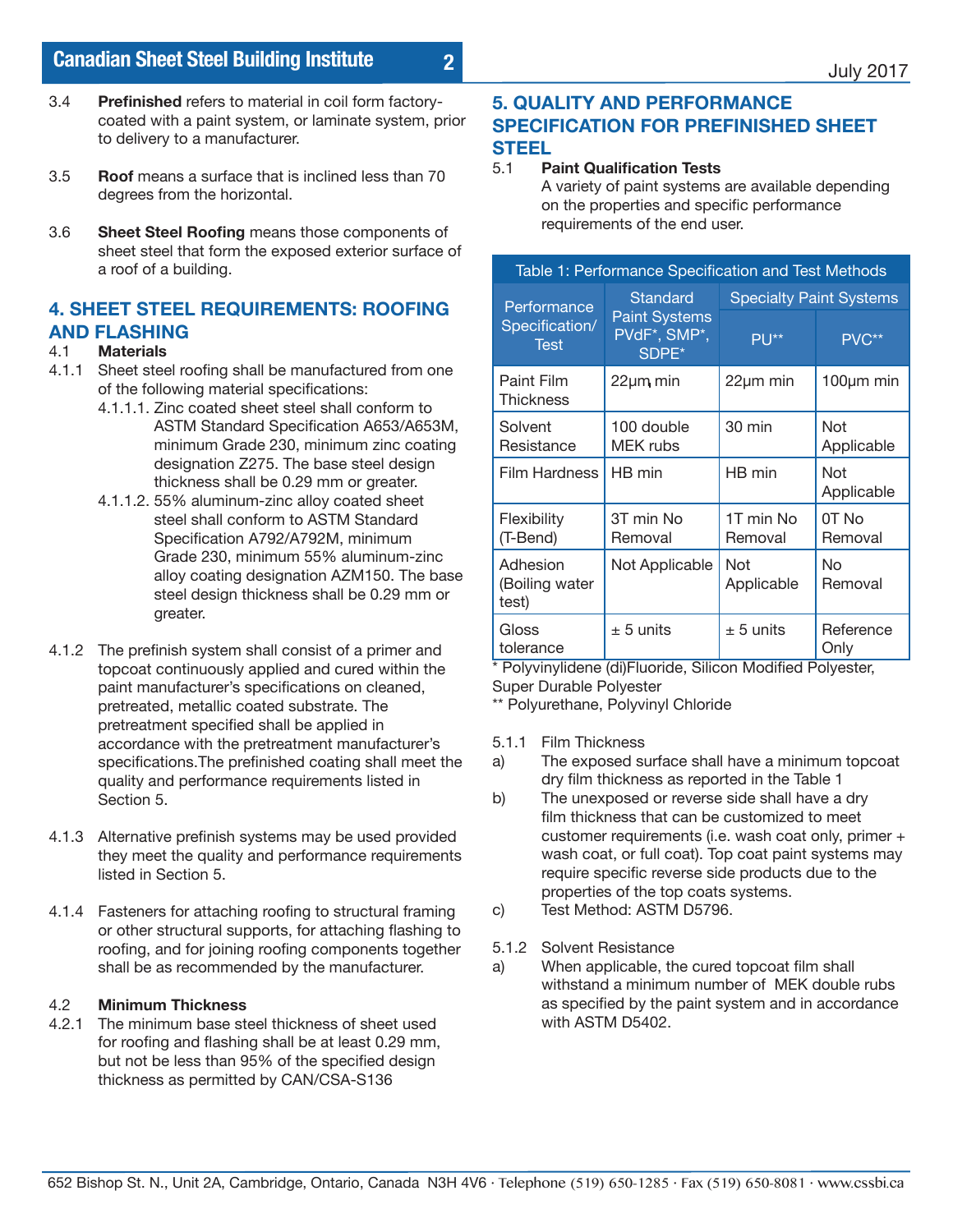3.4 **Prefinished** refers to material in coil form factory-coated with a paint system, or laminate system, prior to delivery to a manufacturer.

3.5 **Roof** means a surface that is inclined less than 70 degrees from the horizontal.

3.6 **Sheet Steel Roofing** means those components of sheet steel that form the exposed exterior surface of a roof of a building.

## 4. SHEET STEEL REQUIREMENTS: ROOFING AND FLASHING

4.1 **Materials**

4.1.1 Sheet steel roofing shall be manufactured from one of the following material specifications:

4.1.1.1. Zinc coated sheet steel shall conform to ASTM Standard Specification A653/A653M, minimum Grade 230, minimum zinc coating designation Z275. The base steel design thickness shall be 0.29 mm or greater.

4.1.1.2. 55% aluminum-zinc alloy coated sheet steel shall conform to ASTM Standard Specification A792/A792M, minimum Grade 230, minimum 55% aluminum-zinc alloy coating designation AZM150. The base steel design thickness shall be 0.29 mm or greater.

4.1.2 The prefinish system shall consist of a primer and topcoat continuously applied and cured within the paint manufacturer's specifications on cleaned, pretreated, metallic coated substrate. The pretreatment specified shall be applied in accordance with the pretreatment manufacturer's specifications.The prefinished coating shall meet the quality and performance requirements listed in Section 5.

4.1.3 Alternative prefinish systems may be used provided they meet the quality and performance requirements listed in Section 5.

4.1.4 Fasteners for attaching roofing to structural framing or other structural supports, for attaching flashing to roofing, and for joining roofing components together shall be as recommended by the manufacturer.

4.2 **Minimum Thickness**

4.2.1 The minimum base steel thickness of sheet used for roofing and flashing shall be at least 0.29 mm, but not be less than 95% of the specified design thickness as permitted by CAN/CSA-S136

## 5. QUALITY AND PERFORMANCE SPECIFICATION FOR PREFINISHED SHEET STEEL

5.1 **Paint Qualification Tests**

A variety of paint systems are available depending on the properties and specific performance requirements of the end user.

Table 1: Performance Specification and Test Methods

| Performance Specification/ Test | Standard Paint Systems PVdF*, SMP*, SDPE* | Specialty Paint Systems | |
|---|---|---|---|
| | | PU** | PVC** |
| Paint Film Thickness | 22μm min | 22μm min | 100μm min |
| Solvent Resistance | 100 double MEK rubs | 30 min | Not Applicable |
| Film Hardness | HB min | HB min | Not Applicable |
| Flexibility (T-Bend) | 3T min No Removal | 1T min No Removal | 0T No Removal |
| Adhesion (Boiling water test) | Not Applicable | Not Applicable | No Removal |
| Gloss tolerance | ± 5 units | ± 5 units | Reference Only |

\* Polyvinylidene (di)Fluoride, Silicon Modified Polyester, Super Durable Polyester
\*\* Polyurethane, Polyvinyl Chloride

5.1.1 Film Thickness

a) The exposed surface shall have a minimum topcoat dry film thickness as reported in the Table 1

b) The unexposed or reverse side shall have a dry film thickness that can be customized to meet customer requirements (i.e. wash coat only, primer + wash coat, or full coat). Top coat paint systems may require specific reverse side products due to the properties of the top coats systems.

c) Test Method: ASTM D5796.

5.1.2 Solvent Resistance

a) When applicable, the cured topcoat film shall withstand a minimum number of MEK double rubs as specified by the paint system and in accordance with ASTM D5402.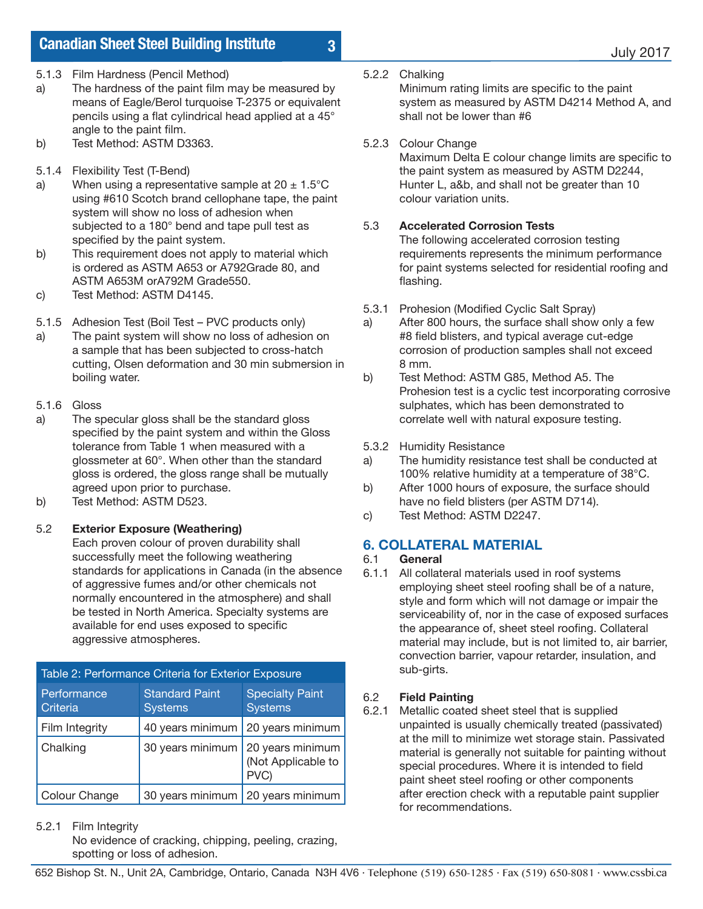5.1.3 Film Hardness (Pencil Method)

a) The hardness of the paint film may be measured by means of Eagle/Berol turquoise T-2375 or equivalent pencils using a flat cylindrical head applied at a 45° angle to the paint film.

b) Test Method: ASTM D3363.

5.1.4 Flexibility Test (T-Bend)

a) When using a representative sample at 20 ± 1.5°C using #610 Scotch brand cellophane tape, the paint system will show no loss of adhesion when subjected to a 180° bend and tape pull test as specified by the paint system.

b) This requirement does not apply to material which is ordered as ASTM A653 or A792Grade 80, and ASTM A653M orA792M Grade550.

c) Test Method: ASTM D4145.

5.1.5 Adhesion Test (Boil Test – PVC products only)

a) The paint system will show no loss of adhesion on a sample that has been subjected to cross-hatch cutting, Olsen deformation and 30 min submersion in boiling water.

5.1.6 Gloss

a) The specular gloss shall be the standard gloss specified by the paint system and within the Gloss tolerance from Table 1 when measured with a glossmeter at 60°. When other than the standard gloss is ordered, the gloss range shall be mutually agreed upon prior to purchase.

b) Test Method: ASTM D523.

5.2 **Exterior Exposure (Weathering)**

Each proven colour of proven durability shall successfully meet the following weathering standards for applications in Canada (in the absence of aggressive fumes and/or other chemicals not normally encountered in the atmosphere) and shall be tested in North America. Specialty systems are available for end uses exposed to specific aggressive atmospheres.

Table 2: Performance Criteria for Exterior Exposure

| Performance Criteria | Standard Paint Systems | Specialty Paint Systems |
|---|---|---|
| Film Integrity | 40 years minimum | 20 years minimum |
| Chalking | 30 years minimum | 20 years minimum (Not Applicable to PVC) |
| Colour Change | 30 years minimum | 20 years minimum |

5.2.1 Film Integrity

No evidence of cracking, chipping, peeling, crazing, spotting or loss of adhesion.

5.2.2 Chalking

Minimum rating limits are specific to the paint system as measured by ASTM D4214 Method A, and shall not be lower than #6

5.2.3 Colour Change

Maximum Delta E colour change limits are specific to the paint system as measured by ASTM D2244, Hunter L, a&b, and shall not be greater than 10 colour variation units.

5.3 **Accelerated Corrosion Tests**

The following accelerated corrosion testing requirements represents the minimum performance for paint systems selected for residential roofing and flashing.

5.3.1 Prohesion (Modified Cyclic Salt Spray)

a) After 800 hours, the surface shall show only a few #8 field blisters, and typical average cut-edge corrosion of production samples shall not exceed 8 mm.

b) Test Method: ASTM G85, Method A5. The Prohesion test is a cyclic test incorporating corrosive sulphates, which has been demonstrated to correlate well with natural exposure testing.

5.3.2 Humidity Resistance

a) The humidity resistance test shall be conducted at 100% relative humidity at a temperature of 38°C.

b) After 1000 hours of exposure, the surface should have no field blisters (per ASTM D714).

c) Test Method: ASTM D2247.

## 6. COLLATERAL MATERIAL

6.1 **General**

6.1.1 All collateral materials used in roof systems employing sheet steel roofing shall be of a nature, style and form which will not damage or impair the serviceability of, nor in the case of exposed surfaces the appearance of, sheet steel roofing. Collateral material may include, but is not limited to, air barrier, convection barrier, vapour retarder, insulation, and sub-girts.

6.2 **Field Painting**

6.2.1 Metallic coated sheet steel that is supplied unpainted is usually chemically treated (passivated) at the mill to minimize wet storage stain. Passivated material is generally not suitable for painting without special procedures. Where it is intended to field paint sheet steel roofing or other components after erection check with a reputable paint supplier for recommendations.